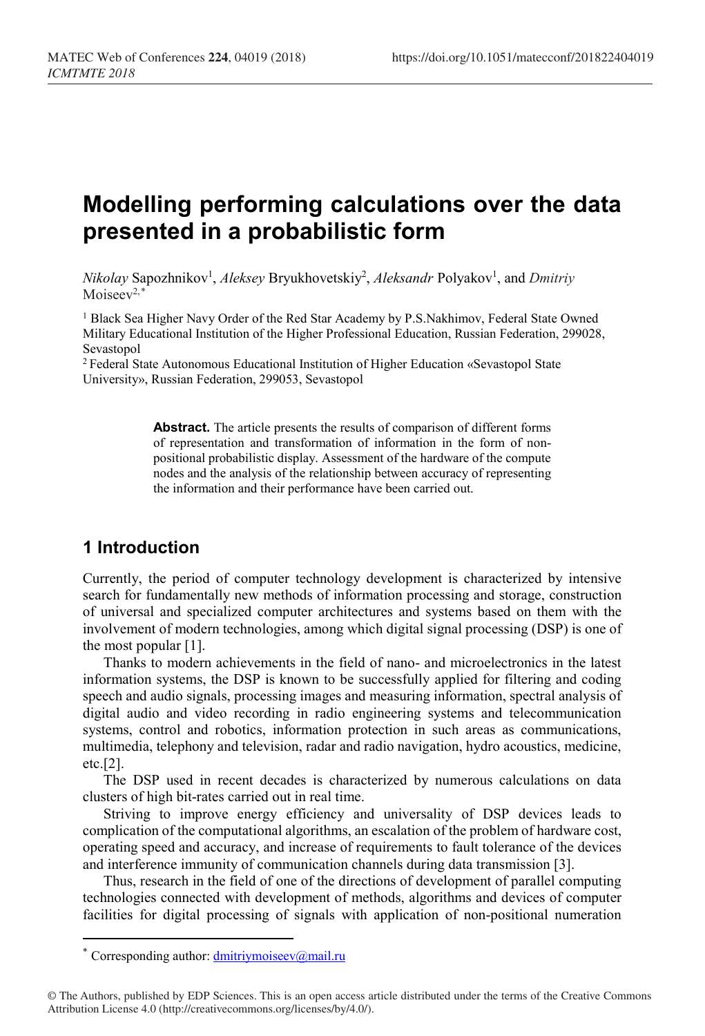# Modelling performing calculations over the data presented in a probabilistic form

*Nikolay* Sapozhnikov[1], *Aleksey* Bryukhovetskiy[2], *Aleksandr* Polyakov[1], and *Dmitriy* Moiseev[2,*]

[1] Black Sea Higher Navy Order of the Red Star Academy by P.S.Nakhimov, Federal State Owned Military Educational Institution of the Higher Professional Education, Russian Federation, 299028, Sevastopol

[2] Federal State Autonomous Educational Institution of Higher Education «Sevastopol State University», Russian Federation, 299053, Sevastopol

**Abstract.** The article presents the results of comparison of different forms of representation and transformation of information in the form of non-positional probabilistic display. Assessment of the hardware of the compute nodes and the analysis of the relationship between accuracy of representing the information and their performance have been carried out.

## 1 Introduction

Currently, the period of computer technology development is characterized by intensive search for fundamentally new methods of information processing and storage, construction of universal and specialized computer architectures and systems based on them with the involvement of modern technologies, among which digital signal processing (DSP) is one of the most popular [1].

Thanks to modern achievements in the field of nano- and microelectronics in the latest information systems, the DSP is known to be successfully applied for filtering and coding speech and audio signals, processing images and measuring information, spectral analysis of digital audio and video recording in radio engineering systems and telecommunication systems, control and robotics, information protection in such areas as communications, multimedia, telephony and television, radar and radio navigation, hydro acoustics, medicine, etc.[2].

The DSP used in recent decades is characterized by numerous calculations on data clusters of high bit-rates carried out in real time.

Striving to improve energy efficiency and universality of DSP devices leads to complication of the computational algorithms, an escalation of the problem of hardware cost, operating speed and accuracy, and increase of requirements to fault tolerance of the devices and interference immunity of communication channels during data transmission [3].

Thus, research in the field of one of the directions of development of parallel computing technologies connected with development of methods, algorithms and devices of computer facilities for digital processing of signals with application of non-positional numeration

* Corresponding author: dmitriymoiseev@mail.ru

© The Authors, published by EDP Sciences. This is an open access article distributed under the terms of the Creative Commons Attribution License 4.0 (http://creativecommons.org/licenses/by/4.0/).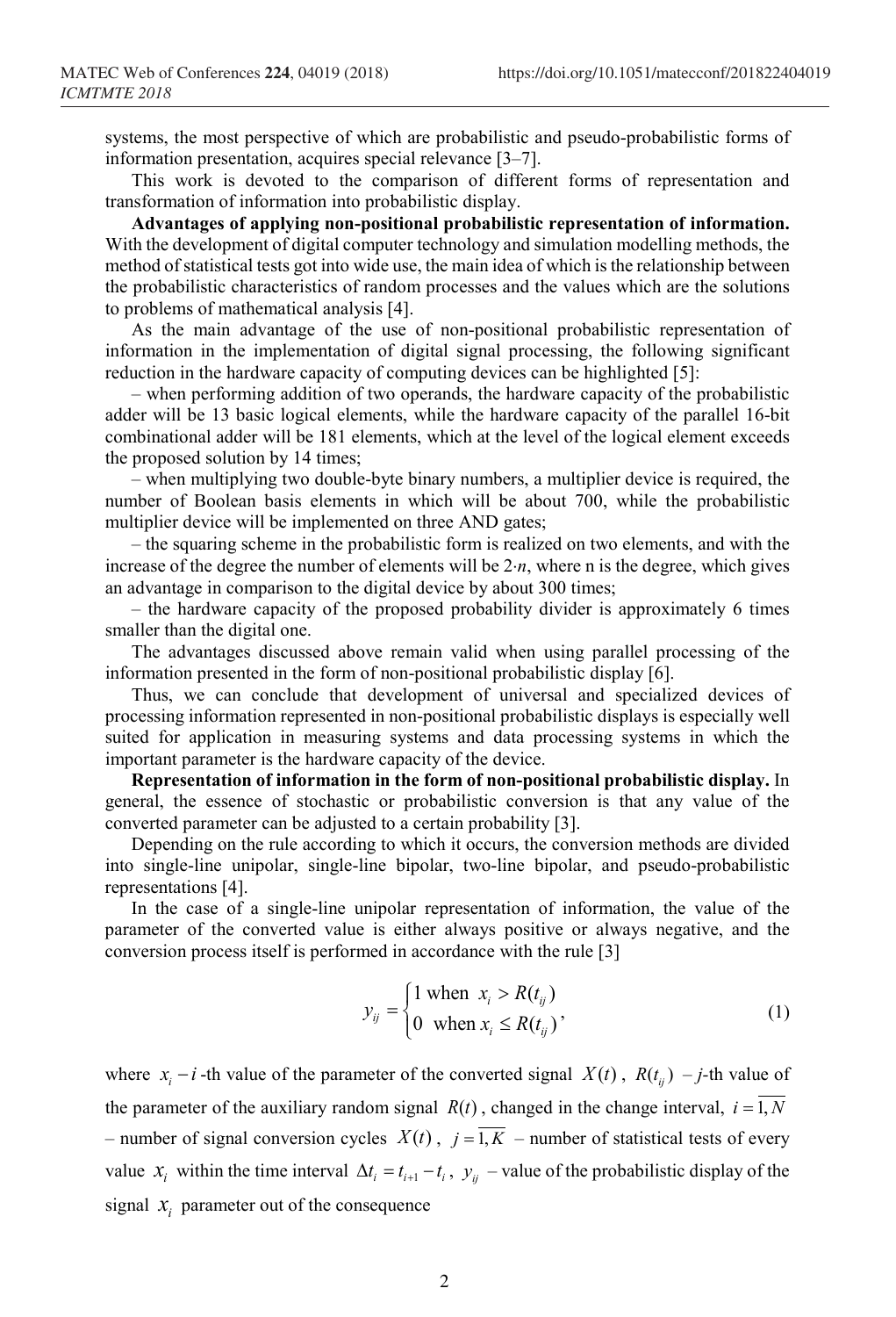systems, the most perspective of which are probabilistic and pseudo-probabilistic forms of information presentation, acquires special relevance [3–7].

This work is devoted to the comparison of different forms of representation and transformation of information into probabilistic display.

**Advantages of applying non-positional probabilistic representation of information.** With the development of digital computer technology and simulation modelling methods, the method of statistical tests got into wide use, the main idea of which is the relationship between the probabilistic characteristics of random processes and the values which are the solutions to problems of mathematical analysis [4].

As the main advantage of the use of non-positional probabilistic representation of information in the implementation of digital signal processing, the following significant reduction in the hardware capacity of computing devices can be highlighted [5]:

– when performing addition of two operands, the hardware capacity of the probabilistic adder will be 13 basic logical elements, while the hardware capacity of the parallel 16-bit combinational adder will be 181 elements, which at the level of the logical element exceeds the proposed solution by 14 times;

– when multiplying two double-byte binary numbers, a multiplier device is required, the number of Boolean basis elements in which will be about 700, while the probabilistic multiplier device will be implemented on three AND gates;

– the squaring scheme in the probabilistic form is realized on two elements, and with the increase of the degree the number of elements will be $2 \cdot n$, where n is the degree, which gives an advantage in comparison to the digital device by about 300 times;

– the hardware capacity of the proposed probability divider is approximately 6 times smaller than the digital one.

The advantages discussed above remain valid when using parallel processing of the information presented in the form of non-positional probabilistic display [6].

Thus, we can conclude that development of universal and specialized devices of processing information represented in non-positional probabilistic displays is especially well suited for application in measuring systems and data processing systems in which the important parameter is the hardware capacity of the device.

**Representation of information in the form of non-positional probabilistic display.** In general, the essence of stochastic or probabilistic conversion is that any value of the converted parameter can be adjusted to a certain probability [3].

Depending on the rule according to which it occurs, the conversion methods are divided into single-line unipolar, single-line bipolar, two-line bipolar, and pseudo-probabilistic representations [4].

In the case of a single-line unipolar representation of information, the value of the parameter of the converted value is either always positive or always negative, and the conversion process itself is performed in accordance with the rule [3]

$$y_{ij} = \begin{cases} 1 \text{ when } x_i > R(t_{ij}) \\ 0 \text{ when } x_i \le R(t_{ij}) \end{cases}, \tag{1}$$

where $x_i$ – $i$-th value of the parameter of the converted signal $X(t)$, $R(t_{ij})$ – $j$-th value of the parameter of the auxiliary random signal $R(t)$, changed in the change interval, $i = \overline{1, N}$ – number of signal conversion cycles $X(t)$, $j = \overline{1, K}$ – number of statistical tests of every value $x_i$ within the time interval $\Delta t_i = t_{i+1} - t_i$, $y_{ij}$ – value of the probabilistic display of the signal $x_i$ parameter out of the consequence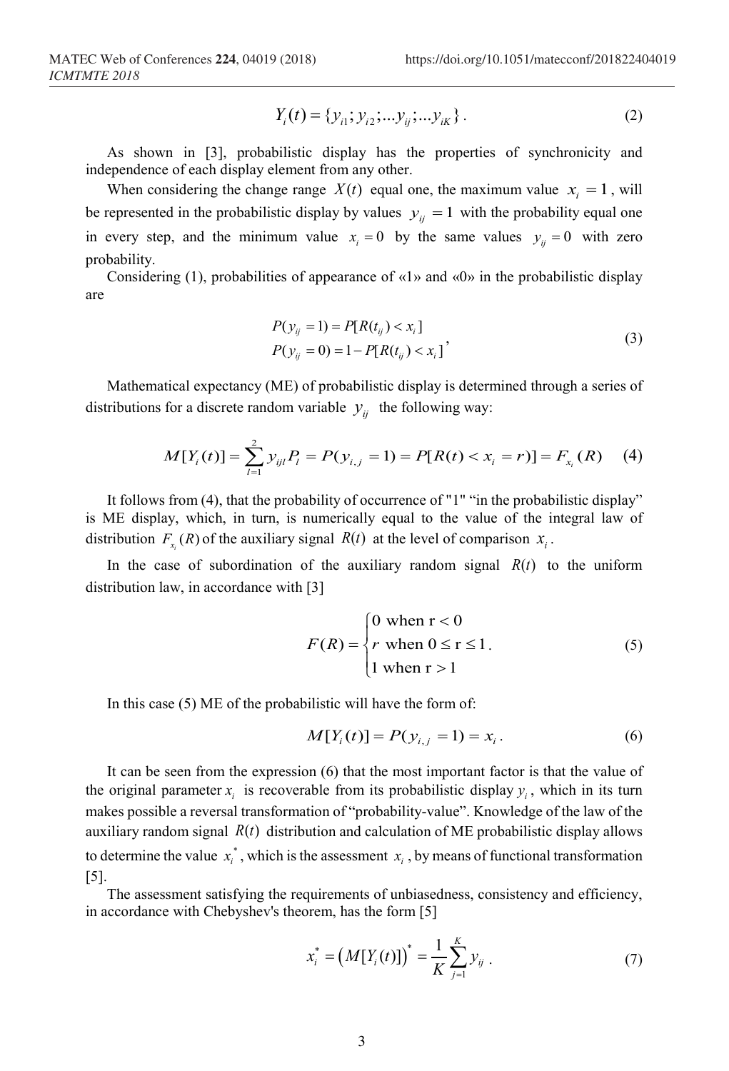$$Y_i(t) = \{y_{i1}; y_{i2}; ...y_{ij}; ...y_{iK}\}. \tag{2}$$

As shown in [3], probabilistic display has the properties of synchronicity and independence of each display element from any other.

When considering the change range $X(t)$ equal one, the maximum value $x_i = 1$, will be represented in the probabilistic display by values $y_{ij} = 1$ with the probability equal one in every step, and the minimum value $x_i = 0$ by the same values $y_{ij} = 0$ with zero probability.

Considering (1), probabilities of appearance of «1» and «0» in the probabilistic display are

$$\begin{aligned} P(y_{ij} = 1) &= P[R(t_{ij}) < x_i] \\ P(y_{ij} = 0) &= 1 - P[R(t_{ij}) < x_i] \end{aligned}, \tag{3}$$

Mathematical expectancy (ME) of probabilistic display is determined through a series of distributions for a discrete random variable $y_{ij}$ the following way:

$$M[Y_i(t)] = \sum_{l=1}^{2} y_{ijl} P_l = P(y_{i,j} = 1) = P[R(t) < x_i = r)] = F_{x_i}(R) \tag{4}$$

It follows from (4), that the probability of occurrence of "1" "in the probabilistic display" is ME display, which, in turn, is numerically equal to the value of the integral law of distribution $F_{x_i}(R)$ of the auxiliary signal $R(t)$ at the level of comparison $x_i$.

In the case of subordination of the auxiliary random signal $R(t)$ to the uniform distribution law, in accordance with [3]

$$F(R) = \begin{cases} 0 \text{ when } r < 0 \\ r \text{ when } 0 \le r \le 1 \\ 1 \text{ when } r > 1 \end{cases}. \tag{5}$$

In this case (5) ME of the probabilistic will have the form of:

$$M[Y_i(t)] = P(y_{i,j} = 1) = x_i. \tag{6}$$

It can be seen from the expression (6) that the most important factor is that the value of the original parameter $x_i$ is recoverable from its probabilistic display $y_i$, which in its turn makes possible a reversal transformation of "probability-value". Knowledge of the law of the auxiliary random signal $R(t)$ distribution and calculation of ME probabilistic display allows to determine the value $x_i^*$, which is the assessment $x_i$, by means of functional transformation [5].

The assessment satisfying the requirements of unbiasedness, consistency and efficiency, in accordance with Chebyshev's theorem, has the form [5]

$$x_i^* = \left(M[Y_i(t)]\right)^* = \frac{1}{K}\sum_{j=1}^{K} y_{ij}. \tag{7}$$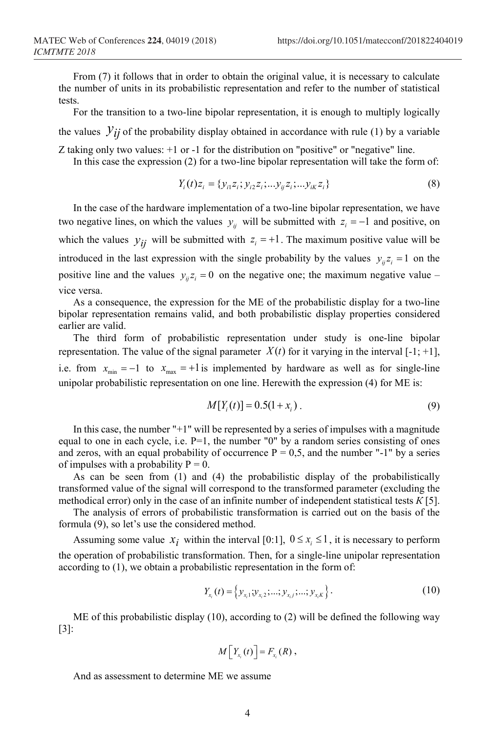From (7) it follows that in order to obtain the original value, it is necessary to calculate the number of units in its probabilistic representation and refer to the number of statistical tests.

For the transition to a two-line bipolar representation, it is enough to multiply logically the values $y_{ij}$ of the probability display obtained in accordance with rule (1) by a variable Z taking only two values: +1 or -1 for the distribution on "positive" or "negative" line.

In this case the expression (2) for a two-line bipolar representation will take the form of:

$$Y_i(t)z_i = \{y_{i1}z_i; y_{i2}z_i; ... y_{ij}z_i; ... y_{iK}z_i\} \tag{8}$$

In the case of the hardware implementation of a two-line bipolar representation, we have two negative lines, on which the values $y_{ij}$ will be submitted with $z_i = -1$ and positive, on which the values $y_{ij}$ will be submitted with $z_i = +1$. The maximum positive value will be introduced in the last expression with the single probability by the values $y_{ij}z_i = 1$ on the positive line and the values $y_{ij}z_i = 0$ on the negative one; the maximum negative value – vice versa.

As a consequence, the expression for the ME of the probabilistic display for a two-line bipolar representation remains valid, and both probabilistic display properties considered earlier are valid.

The third form of probabilistic representation under study is one-line bipolar representation. The value of the signal parameter $X(t)$ for it varying in the interval [-1; +1], i.e. from $x_{\min} = -1$ to $x_{\max} = +1$ is implemented by hardware as well as for single-line unipolar probabilistic representation on one line. Herewith the expression (4) for ME is:

$$M[Y_i(t)] = 0.5(1 + x_i) \,. \tag{9}$$

In this case, the number "+1" will be represented by a series of impulses with a magnitude equal to one in each cycle, i.e. P=1, the number "0" by a random series consisting of ones and zeros, with an equal probability of occurrence P = 0,5, and the number "-1" by a series of impulses with a probability P = 0.

As can be seen from (1) and (4) the probabilistic display of the probabilistically transformed value of the signal will correspond to the transformed parameter (excluding the methodical error) only in the case of an infinite number of independent statistical tests *K* [5].

The analysis of errors of probabilistic transformation is carried out on the basis of the formula (9), so let's use the considered method.

Assuming some value $x_i$ within the interval [0:1], $0 \le x_i \le 1$, it is necessary to perform the operation of probabilistic transformation. Then, for a single-line unipolar representation according to (1), we obtain a probabilistic representation in the form of:

$$Y_{x_i}(t) = \left\{ y_{x_i1}; y_{x_i2}; ...; y_{x_ij}; ...; y_{x_iK} \right\}. \tag{10}$$

ME of this probabilistic display (10), according to (2) will be defined the following way [3]:

$$M\left[ Y_{x_i}(t) \right] = F_{x_i}(R) \,,$$

And as assessment to determine ME we assume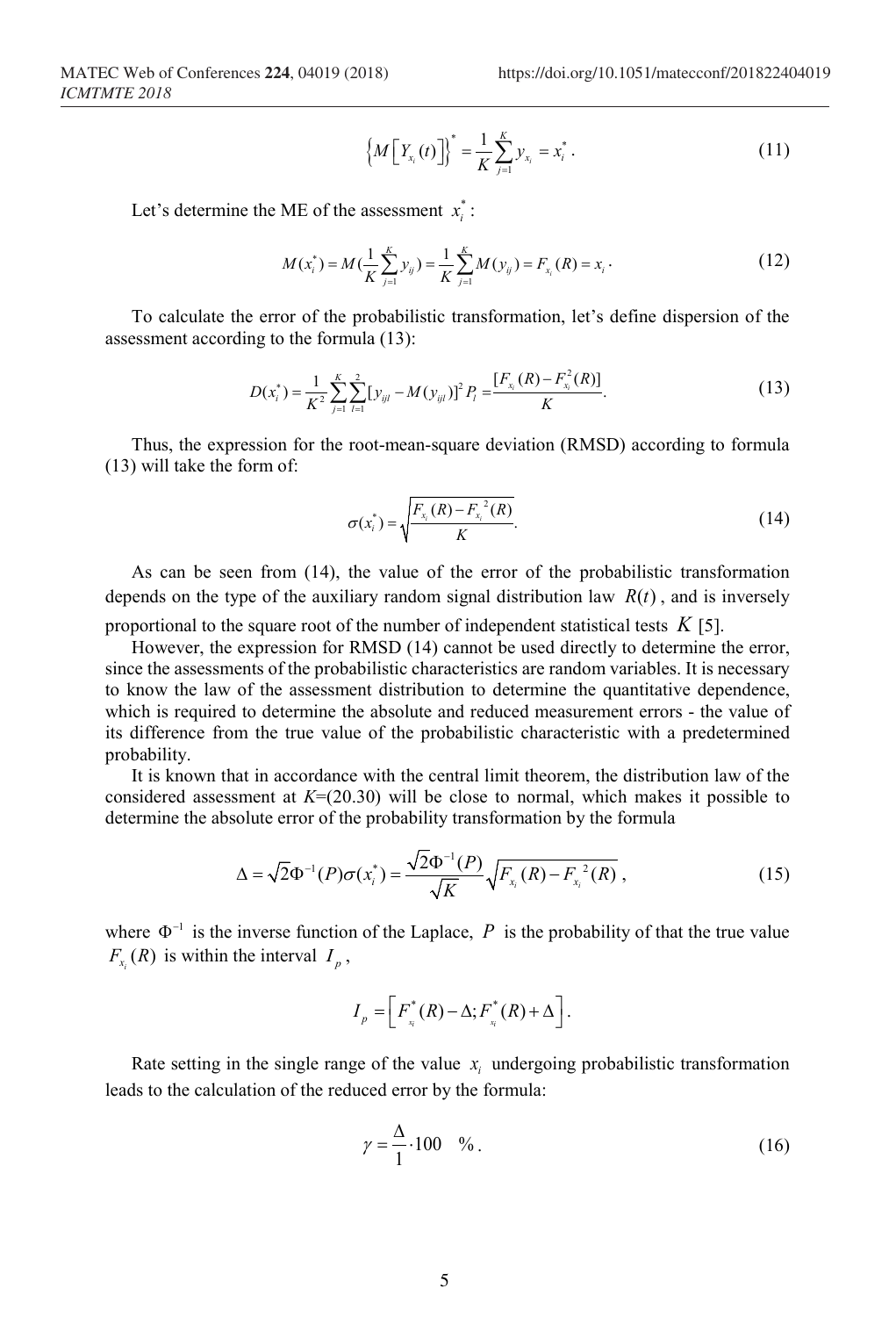$$\left\{M\left[Y_{x_i}(t)\right]\right\}^* = \frac{1}{K}\sum_{j=1}^{K} y_{x_i} = x_i^* . \tag{11}$$

Let's determine the ME of the assessment $x_i^*$:

$$M(x_i^*) = M(\frac{1}{K}\sum_{j=1}^{K} y_{ij}) = \frac{1}{K}\sum_{j=1}^{K} M(y_{ij}) = F_{x_i}(R) = x_i . \tag{12}$$

To calculate the error of the probabilistic transformation, let's define dispersion of the assessment according to the formula (13):

$$D(x_i^*) = \frac{1}{K^2}\sum_{j=1}^{K}\sum_{l=1}^{2}[y_{ijl} - M(y_{ijl})]^2 P_l = \frac{[F_{x_i}(R) - F_{x_i}^2(R)]}{K}. \tag{13}$$

Thus, the expression for the root-mean-square deviation (RMSD) according to formula (13) will take the form of:

$$\sigma(x_i^*) = \sqrt{\frac{F_{x_i}(R) - F_{x_i}{}^2(R)}{K}}. \tag{14}$$

As can be seen from (14), the value of the error of the probabilistic transformation depends on the type of the auxiliary random signal distribution law $R(t)$, and is inversely proportional to the square root of the number of independent statistical tests $K$ [5].

However, the expression for RMSD (14) cannot be used directly to determine the error, since the assessments of the probabilistic characteristics are random variables. It is necessary to know the law of the assessment distribution to determine the quantitative dependence, which is required to determine the absolute and reduced measurement errors - the value of its difference from the true value of the probabilistic characteristic with a predetermined probability.

It is known that in accordance with the central limit theorem, the distribution law of the considered assessment at $K$=(20.30) will be close to normal, which makes it possible to determine the absolute error of the probability transformation by the formula

$$\Delta = \sqrt{2}\Phi^{-1}(P)\sigma(x_i^*) = \frac{\sqrt{2}\Phi^{-1}(P)}{\sqrt{K}}\sqrt{F_{x_i}(R) - F_{x_i}{}^2(R)} , \tag{15}$$

where $\Phi^{-1}$ is the inverse function of the Laplace, $P$ is the probability of that the true value $F_{x_i}(R)$ is within the interval $I_p$,

$$I_p = \left[F_{x_i}^*(R) - \Delta; F_{x_i}^*(R) + \Delta\right].$$

Rate setting in the single range of the value $x_i$ undergoing probabilistic transformation leads to the calculation of the reduced error by the formula:

$$\gamma = \frac{\Delta}{1}\cdot 100 \quad \% . \tag{16}$$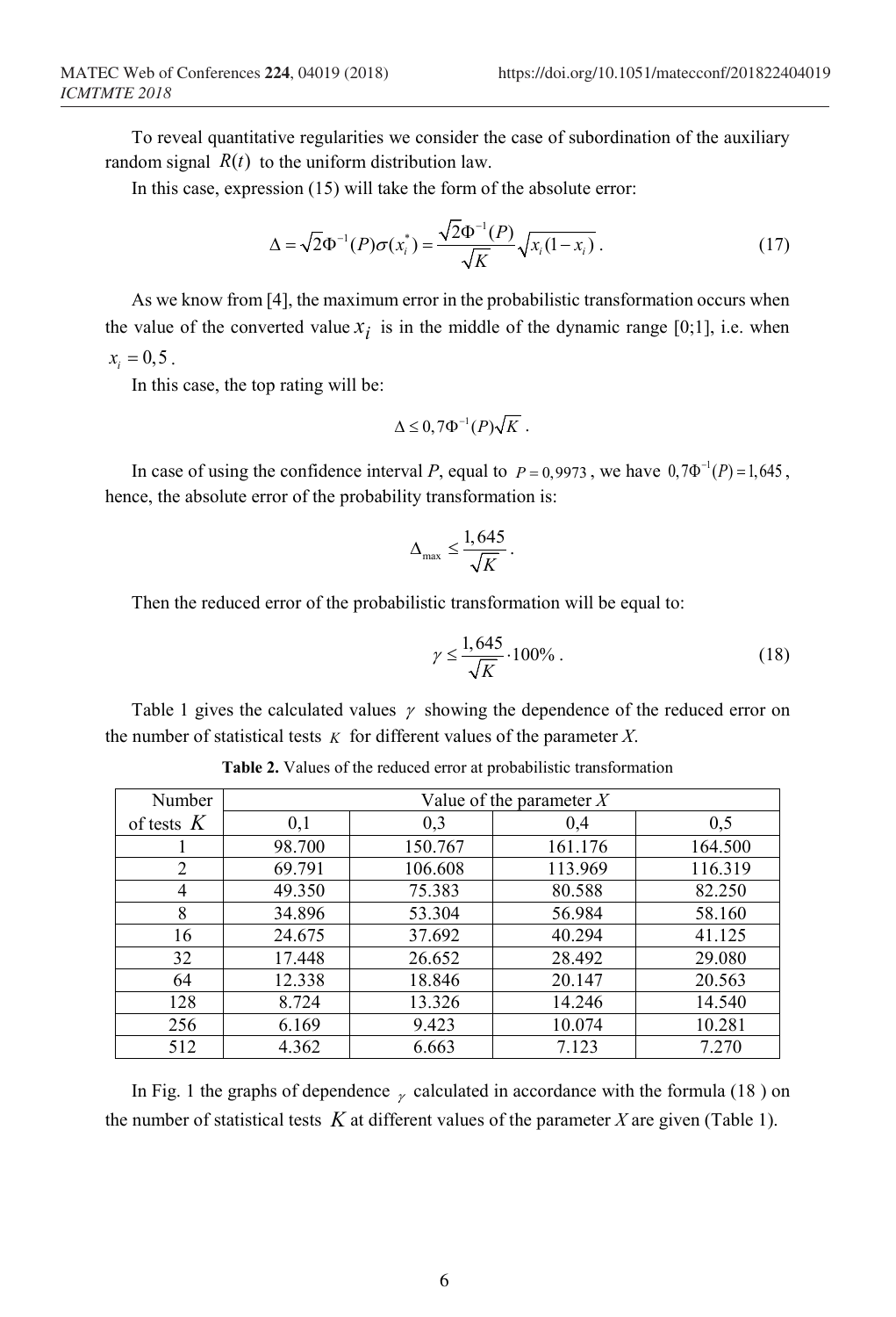To reveal quantitative regularities we consider the case of subordination of the auxiliary random signal $R(t)$ to the uniform distribution law.

In this case, expression (15) will take the form of the absolute error:

$$\Delta = \sqrt{2}\Phi^{-1}(P)\sigma(x_i^*) = \frac{\sqrt{2}\Phi^{-1}(P)}{\sqrt{K}}\sqrt{x_i(1-x_i)} . \tag{17}$$

As we know from [4], the maximum error in the probabilistic transformation occurs when the value of the converted value $x_i$ is in the middle of the dynamic range [0;1], i.e. when $x_i = 0,5$.

In this case, the top rating will be:

$$\Delta \leq 0,7\Phi^{-1}(P)\sqrt{K} .$$

In case of using the confidence interval $P$, equal to $P = 0,9973$, we have $0,7\Phi^{-1}(P) = 1,645$, hence, the absolute error of the probability transformation is:

$$\Delta_{\max} \leq \frac{1,645}{\sqrt{K}} .$$

Then the reduced error of the probabilistic transformation will be equal to:

$$\gamma \leq \frac{1,645}{\sqrt{K}} \cdot 100\% . \tag{18}$$

Table 1 gives the calculated values $\gamma$ showing the dependence of the reduced error on the number of statistical tests $K$ for different values of the parameter $X$.

**Table 2.** Values of the reduced error at probabilistic transformation

| Number of tests $K$ | Value of the parameter $X$ | | | |
|---|---|---|---|---|
| | 0,1 | 0,3 | 0,4 | 0,5 |
| 1 | 98.700 | 150.767 | 161.176 | 164.500 |
| 2 | 69.791 | 106.608 | 113.969 | 116.319 |
| 4 | 49.350 | 75.383 | 80.588 | 82.250 |
| 8 | 34.896 | 53.304 | 56.984 | 58.160 |
| 16 | 24.675 | 37.692 | 40.294 | 41.125 |
| 32 | 17.448 | 26.652 | 28.492 | 29.080 |
| 64 | 12.338 | 18.846 | 20.147 | 20.563 |
| 128 | 8.724 | 13.326 | 14.246 | 14.540 |
| 256 | 6.169 | 9.423 | 10.074 | 10.281 |
| 512 | 4.362 | 6.663 | 7.123 | 7.270 |

In Fig. 1 the graphs of dependence $\gamma$ calculated in accordance with the formula (18 ) on the number of statistical tests $K$ at different values of the parameter $X$ are given (Table 1).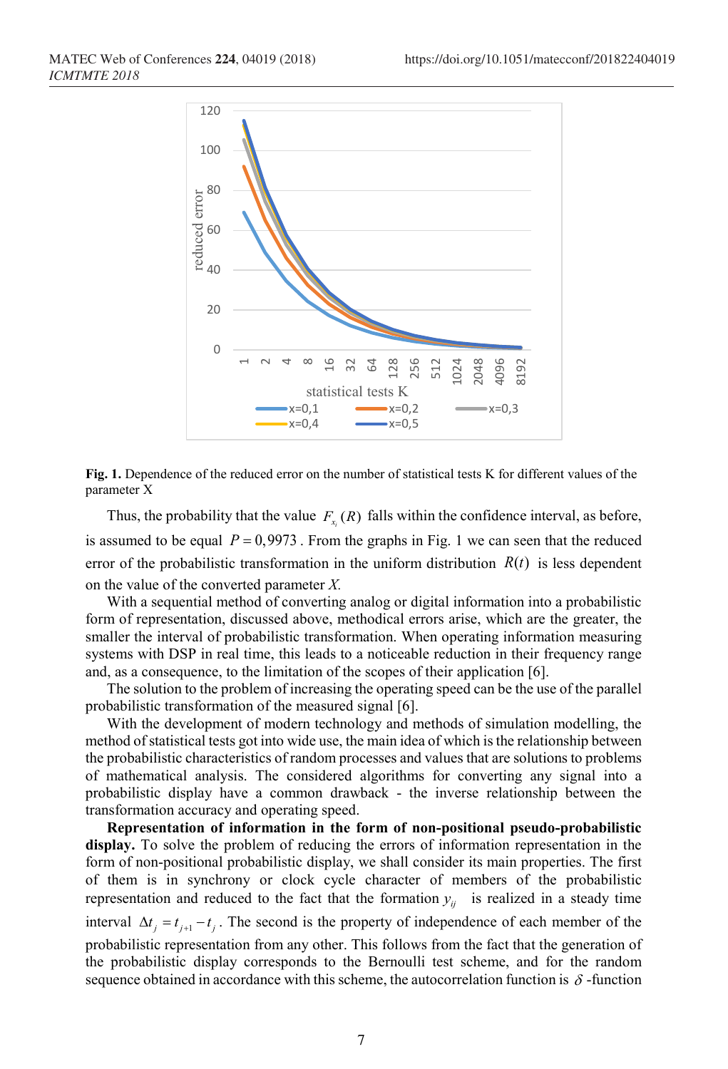**Fig. 1.** Dependence of the reduced error on the number of statistical tests K for different values of the parameter X

Thus, the probability that the value $F_{x_i}(R)$ falls within the confidence interval, as before, is assumed to be equal $P = 0{,}9973$. From the graphs in Fig. 1 we can seen that the reduced error of the probabilistic transformation in the uniform distribution $R(t)$ is less dependent on the value of the converted parameter *X*.

With a sequential method of converting analog or digital information into a probabilistic form of representation, discussed above, methodical errors arise, which are the greater, the smaller the interval of probabilistic transformation. When operating information measuring systems with DSP in real time, this leads to a noticeable reduction in their frequency range and, as a consequence, to the limitation of the scopes of their application [6].

The solution to the problem of increasing the operating speed can be the use of the parallel probabilistic transformation of the measured signal [6].

With the development of modern technology and methods of simulation modelling, the method of statistical tests got into wide use, the main idea of which is the relationship between the probabilistic characteristics of random processes and values that are solutions to problems of mathematical analysis. The considered algorithms for converting any signal into a probabilistic display have a common drawback - the inverse relationship between the transformation accuracy and operating speed.

**Representation of information in the form of non-positional pseudo-probabilistic display.** To solve the problem of reducing the errors of information representation in the form of non-positional probabilistic display, we shall consider its main properties. The first of them is in synchrony or clock cycle character of members of the probabilistic representation and reduced to the fact that the formation $y_{ij}$ is realized in a steady time interval $\Delta t_j = t_{j+1} - t_j$. The second is the property of independence of each member of the probabilistic representation from any other. This follows from the fact that the generation of the probabilistic display corresponds to the Bernoulli test scheme, and for the random sequence obtained in accordance with this scheme, the autocorrelation function is $\delta$-function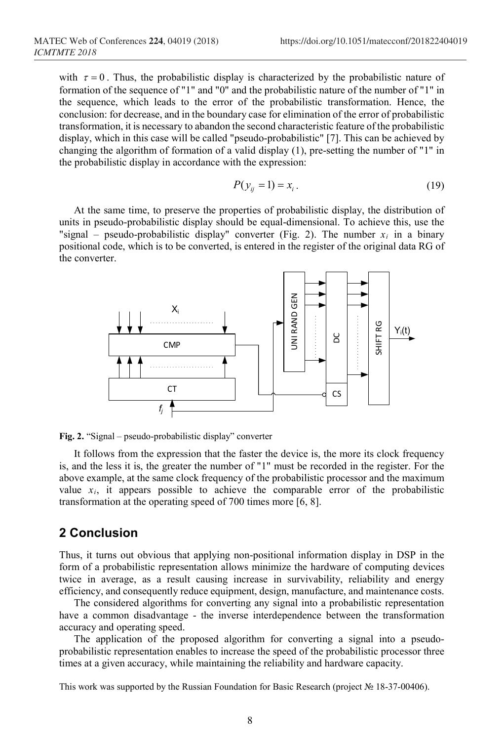with $\tau = 0$. Thus, the probabilistic display is characterized by the probabilistic nature of formation of the sequence of "1" and "0" and the probabilistic nature of the number of "1" in the sequence, which leads to the error of the probabilistic transformation. Hence, the conclusion: for decrease, and in the boundary case for elimination of the error of probabilistic transformation, it is necessary to abandon the second characteristic feature of the probabilistic display, which in this case will be called "pseudo-probabilistic" [7]. This can be achieved by changing the algorithm of formation of a valid display (1), pre-setting the number of "1" in the probabilistic display in accordance with the expression:

$$P(y_{ij} = 1) = x_i. \tag{19}$$

At the same time, to preserve the properties of probabilistic display, the distribution of units in pseudo-probabilistic display should be equal-dimensional. To achieve this, use the "signal – pseudo-probabilistic display" converter (Fig. 2). The number $x_i$ in a binary positional code, which is to be converted, is entered in the register of the original data RG of the converter.

**Fig. 2.** "Signal – pseudo-probabilistic display" converter

It follows from the expression that the faster the device is, the more its clock frequency is, and the less it is, the greater the number of "1" must be recorded in the register. For the above example, at the same clock frequency of the probabilistic processor and the maximum value $x_i$, it appears possible to achieve the comparable error of the probabilistic transformation at the operating speed of 700 times more [6, 8].

## 2 Conclusion

Thus, it turns out obvious that applying non-positional information display in DSP in the form of a probabilistic representation allows minimize the hardware of computing devices twice in average, as a result causing increase in survivability, reliability and energy efficiency, and consequently reduce equipment, design, manufacture, and maintenance costs.

The considered algorithms for converting any signal into a probabilistic representation have a common disadvantage - the inverse interdependence between the transformation accuracy and operating speed.

The application of the proposed algorithm for converting a signal into a pseudo-probabilistic representation enables to increase the speed of the probabilistic processor three times at a given accuracy, while maintaining the reliability and hardware capacity.

This work was supported by the Russian Foundation for Basic Research (project № 18-37-00406).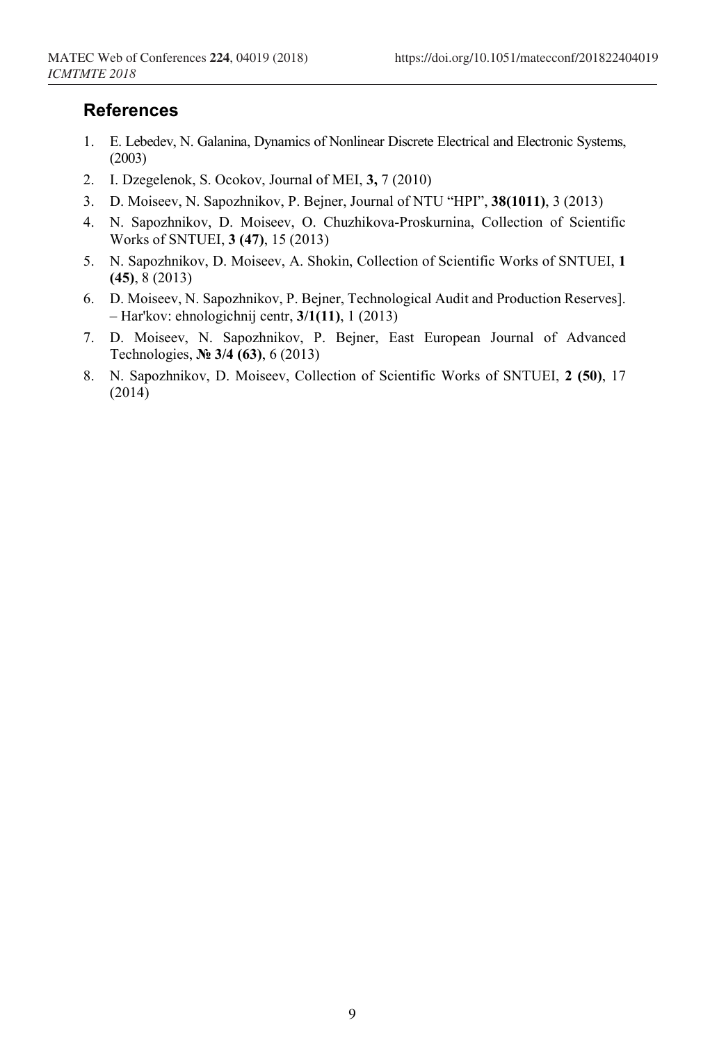## References

1. E. Lebedev, N. Galanina, Dynamics of Nonlinear Discrete Electrical and Electronic Systems, (2003)
2. I. Dzegelenok, S. Ocokov, Journal of MEI, **3,** 7 (2010)
3. D. Moiseev, N. Sapozhnikov, P. Bejner, Journal of NTU "HPI", **38(1011)**, 3 (2013)
4. N. Sapozhnikov, D. Moiseev, O. Chuzhikova-Proskurnina, Collection of Scientific Works of SNTUEI, **3 (47)**, 15 (2013)
5. N. Sapozhnikov, D. Moiseev, A. Shokin, Collection of Scientific Works of SNTUEI, **1 (45)**, 8 (2013)
6. D. Moiseev, N. Sapozhnikov, P. Bejner, Technological Audit and Production Reserves]. – Har'kov: ehnologichnij centr, **3/1(11)**, 1 (2013)
7. D. Moiseev, N. Sapozhnikov, P. Bejner, East European Journal of Advanced Technologies, **№ 3/4 (63)**, 6 (2013)
8. N. Sapozhnikov, D. Moiseev, Collection of Scientific Works of SNTUEI, **2 (50)**, 17 (2014)